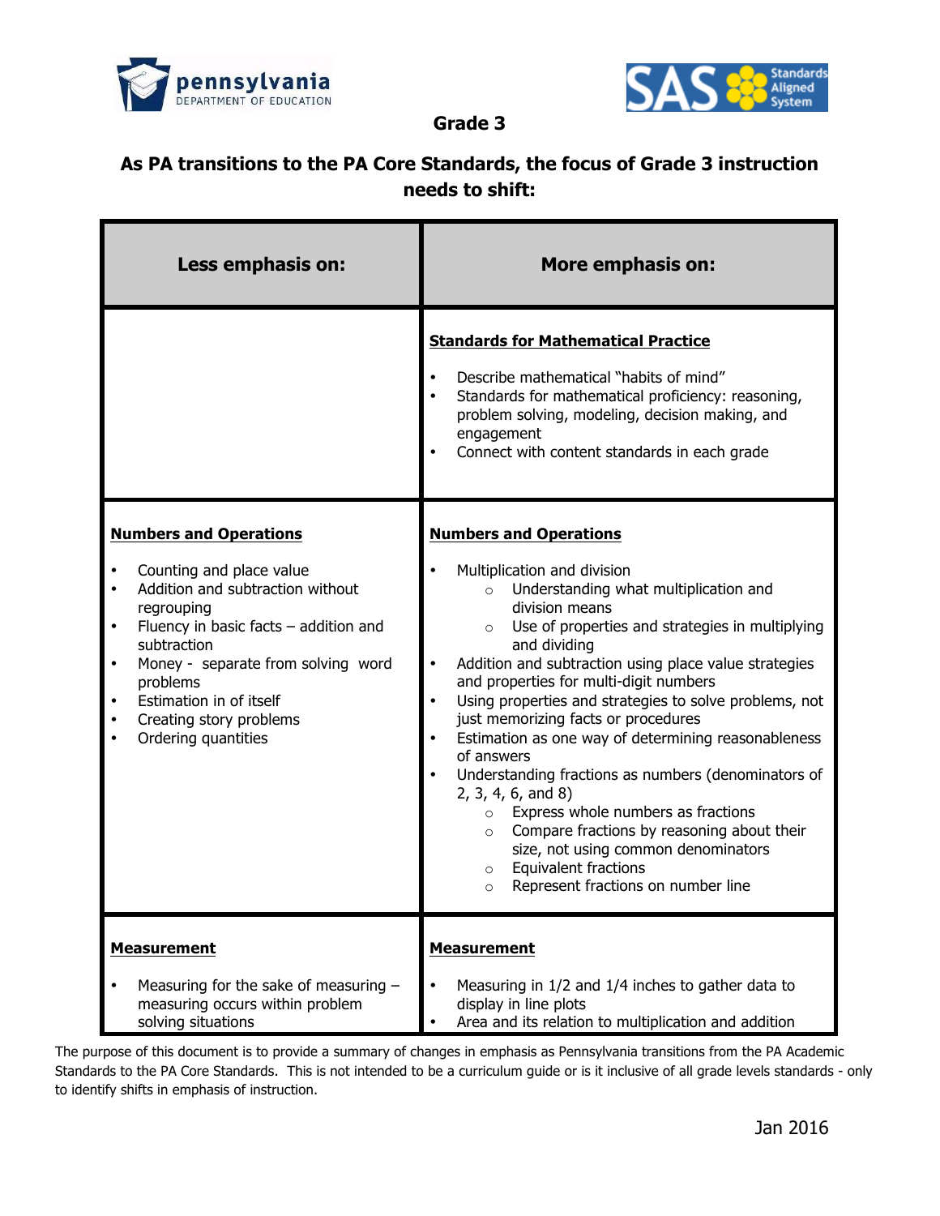**Grade 3**

**As PA transitions to the PA Core Standards, the focus of Grade 3 instruction needs to shift:**

| Less emphasis on: | More emphasis on: |
|---|---|
| | **Standards for Mathematical Practice**<br><br>• Describe mathematical "habits of mind"<br>• Standards for mathematical proficiency: reasoning, problem solving, modeling, decision making, and engagement<br>• Connect with content standards in each grade |
| **Numbers and Operations**<br><br>• Counting and place value<br>• Addition and subtraction without regrouping<br>• Fluency in basic facts – addition and subtraction<br>• Money - separate from solving word problems<br>• Estimation in of itself<br>• Creating story problems<br>• Ordering quantities | **Numbers and Operations**<br><br>• Multiplication and division<br>  ○ Understanding what multiplication and division means<br>  ○ Use of properties and strategies in multiplying and dividing<br>• Addition and subtraction using place value strategies and properties for multi-digit numbers<br>• Using properties and strategies to solve problems, not just memorizing facts or procedures<br>• Estimation as one way of determining reasonableness of answers<br>• Understanding fractions as numbers (denominators of 2, 3, 4, 6, and 8)<br>  ○ Express whole numbers as fractions<br>  ○ Compare fractions by reasoning about their size, not using common denominators<br>  ○ Equivalent fractions<br>  ○ Represent fractions on number line |
| **Measurement**<br><br>• Measuring for the sake of measuring – measuring occurs within problem solving situations | **Measurement**<br><br>• Measuring in 1/2 and 1/4 inches to gather data to display in line plots<br>• Area and its relation to multiplication and addition |

The purpose of this document is to provide a summary of changes in emphasis as Pennsylvania transitions from the PA Academic Standards to the PA Core Standards. This is not intended to be a curriculum guide or is it inclusive of all grade levels standards - only to identify shifts in emphasis of instruction.

Jan 2016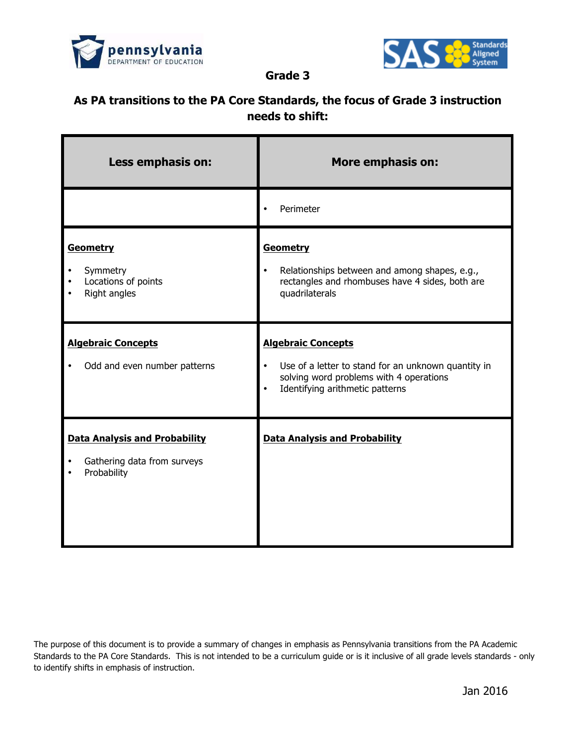## Grade 3

### As PA transitions to the PA Core Standards, the focus of Grade 3 instruction needs to shift:

| Less emphasis on: | More emphasis on: |
|---|---|
| | • Perimeter |
| **Geometry**<br>• Symmetry<br>• Locations of points<br>• Right angles | **Geometry**<br>• Relationships between and among shapes, e.g., rectangles and rhombuses have 4 sides, both are quadrilaterals |
| **Algebraic Concepts**<br>• Odd and even number patterns | **Algebraic Concepts**<br>• Use of a letter to stand for an unknown quantity in solving word problems with 4 operations<br>• Identifying arithmetic patterns |
| **Data Analysis and Probability**<br>• Gathering data from surveys<br>• Probability | **Data Analysis and Probability** |

The purpose of this document is to provide a summary of changes in emphasis as Pennsylvania transitions from the PA Academic Standards to the PA Core Standards. This is not intended to be a curriculum guide or is it inclusive of all grade levels standards - only to identify shifts in emphasis of instruction.

Jan 2016